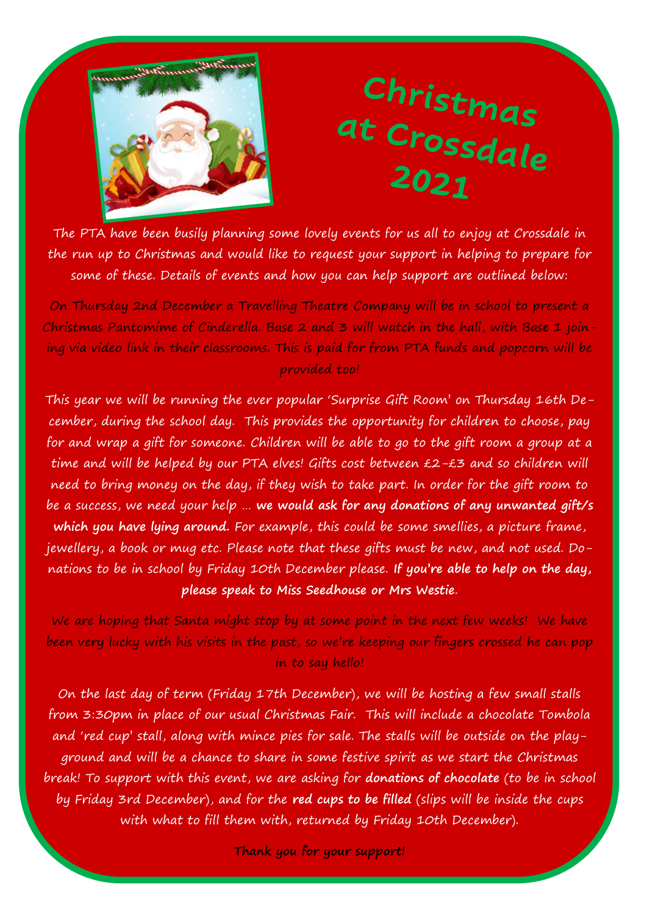# Christmas at Crossdale 2021

The PTA have been busily planning some lovely events for us all to enjoy at Crossdale in the run up to Christmas and would like to request your support in helping to prepare for some of these. Details of events and how you can help support are outlined below:

On Thursday 2nd December a Travelling Theatre Company will be in school to present a Christmas Pantomime of Cinderella. Base 2 and 3 will watch in the hall, with Base 1 joining via video link in their classrooms. This is paid for from PTA funds and popcorn will be provided too!

This year we will be running the ever popular 'Surprise Gift Room' on Thursday 16th December, during the school day. This provides the opportunity for children to choose, pay for and wrap a gift for someone. Children will be able to go to the gift room a group at a time and will be helped by our PTA elves! Gifts cost between £2-£3 and so children will need to bring money on the day, if they wish to take part. In order for the gift room to be a success, we need your help … **we would ask for any donations of any unwanted gift/s which you have lying around.** For example, this could be some smellies, a picture frame, jewellery, a book or mug etc. Please note that these gifts must be new, and not used. Donations to be in school by Friday 10th December please. **If you're able to help on the day, please speak to Miss Seedhouse or Mrs Westie.**

We are hoping that Santa might stop by at some point in the next few weeks! We have been very lucky with his visits in the past, so we're keeping our fingers crossed he can pop in to say hello!

On the last day of term (Friday 17th December), we will be hosting a few small stalls from 3:30pm in place of our usual Christmas Fair. This will include a chocolate Tombola and 'red cup' stall, along with mince pies for sale. The stalls will be outside on the playground and will be a chance to share in some festive spirit as we start the Christmas break! To support with this event, we are asking for **donations of chocolate** (to be in school by Friday 3rd December), and for the **red cups to be filled** (slips will be inside the cups with what to fill them with, returned by Friday 10th December).

**Thank you for your support!**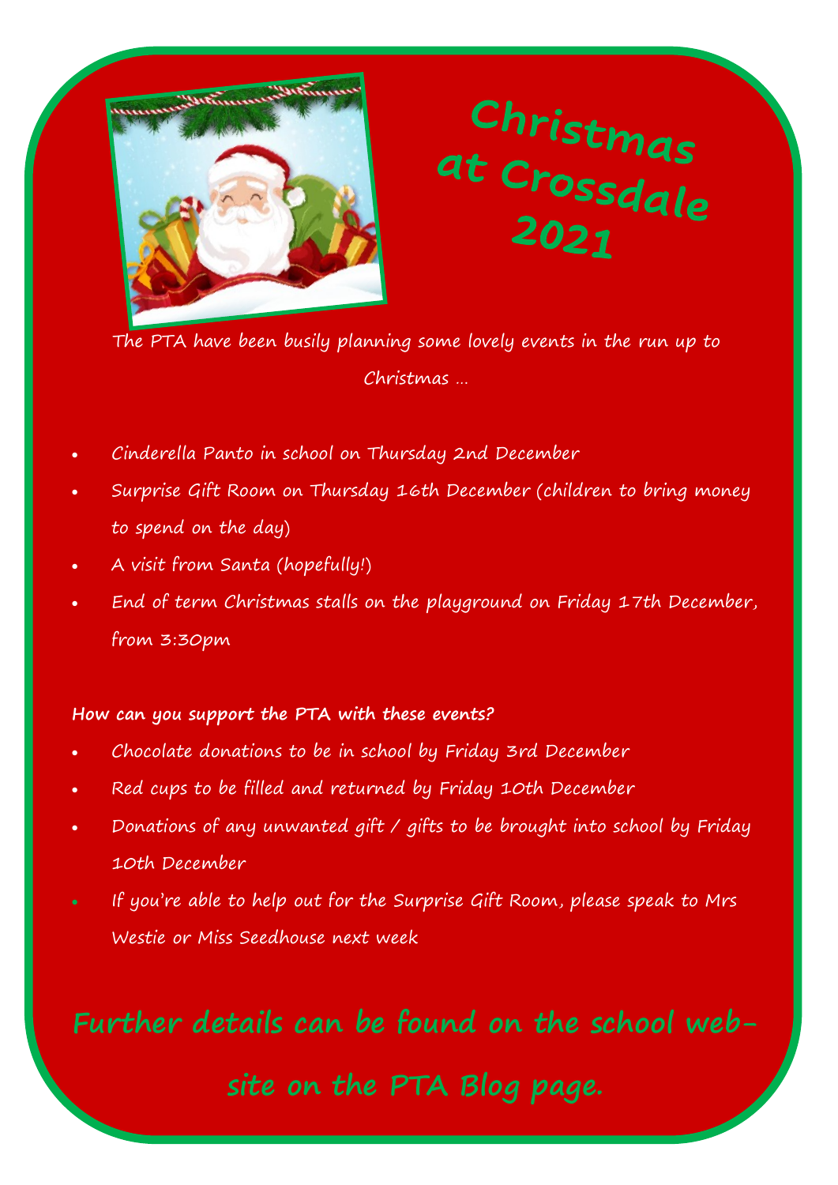# Christmas at Crossdale 2021

The PTA have been busily planning some lovely events in the run up to Christmas …

- Cinderella Panto in school on Thursday 2nd December
- Surprise Gift Room on Thursday 16th December (children to bring money to spend on the day)
- A visit from Santa (hopefully!)
- End of term Christmas stalls on the playground on Friday 17th December, from 3:30pm

**How can you support the PTA with these events?**

- Chocolate donations to be in school by Friday 3rd December
- Red cups to be filled and returned by Friday 10th December
- Donations of any unwanted gift / gifts to be brought into school by Friday 10th December
- If you're able to help out for the Surprise Gift Room, please speak to Mrs Westie or Miss Seedhouse next week

**Further details can be found on the school web-site on the PTA Blog page.**